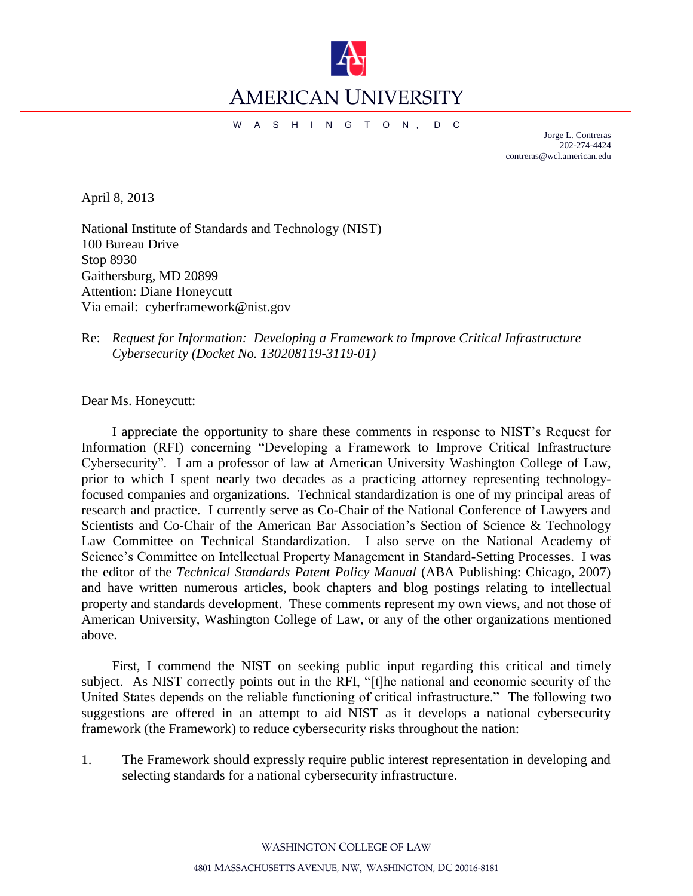# AMERICAN UNIVERSITY

W A S H I N G T O N , D C

Jorge L. Contreras
202-274-4424
contreras@wcl.american.edu

April 8, 2013

National Institute of Standards and Technology (NIST)
100 Bureau Drive
Stop 8930
Gaithersburg, MD 20899
Attention: Diane Honeycutt
Via email: cyberframework@nist.gov

Re: *Request for Information: Developing a Framework to Improve Critical Infrastructure Cybersecurity (Docket No. 130208119-3119-01)*

Dear Ms. Honeycutt:

I appreciate the opportunity to share these comments in response to NIST's Request for Information (RFI) concerning "Developing a Framework to Improve Critical Infrastructure Cybersecurity". I am a professor of law at American University Washington College of Law, prior to which I spent nearly two decades as a practicing attorney representing technology-focused companies and organizations. Technical standardization is one of my principal areas of research and practice. I currently serve as Co-Chair of the National Conference of Lawyers and Scientists and Co-Chair of the American Bar Association's Section of Science & Technology Law Committee on Technical Standardization. I also serve on the National Academy of Science's Committee on Intellectual Property Management in Standard-Setting Processes. I was the editor of the *Technical Standards Patent Policy Manual* (ABA Publishing: Chicago, 2007) and have written numerous articles, book chapters and blog postings relating to intellectual property and standards development. These comments represent my own views, and not those of American University, Washington College of Law, or any of the other organizations mentioned above.

First, I commend the NIST on seeking public input regarding this critical and timely subject. As NIST correctly points out in the RFI, "[t]he national and economic security of the United States depends on the reliable functioning of critical infrastructure." The following two suggestions are offered in an attempt to aid NIST as it develops a national cybersecurity framework (the Framework) to reduce cybersecurity risks throughout the nation:

1. The Framework should expressly require public interest representation in developing and selecting standards for a national cybersecurity infrastructure.

WASHINGTON COLLEGE OF LAW
4801 MASSACHUSETTS AVENUE, NW, WASHINGTON, DC 20016-8181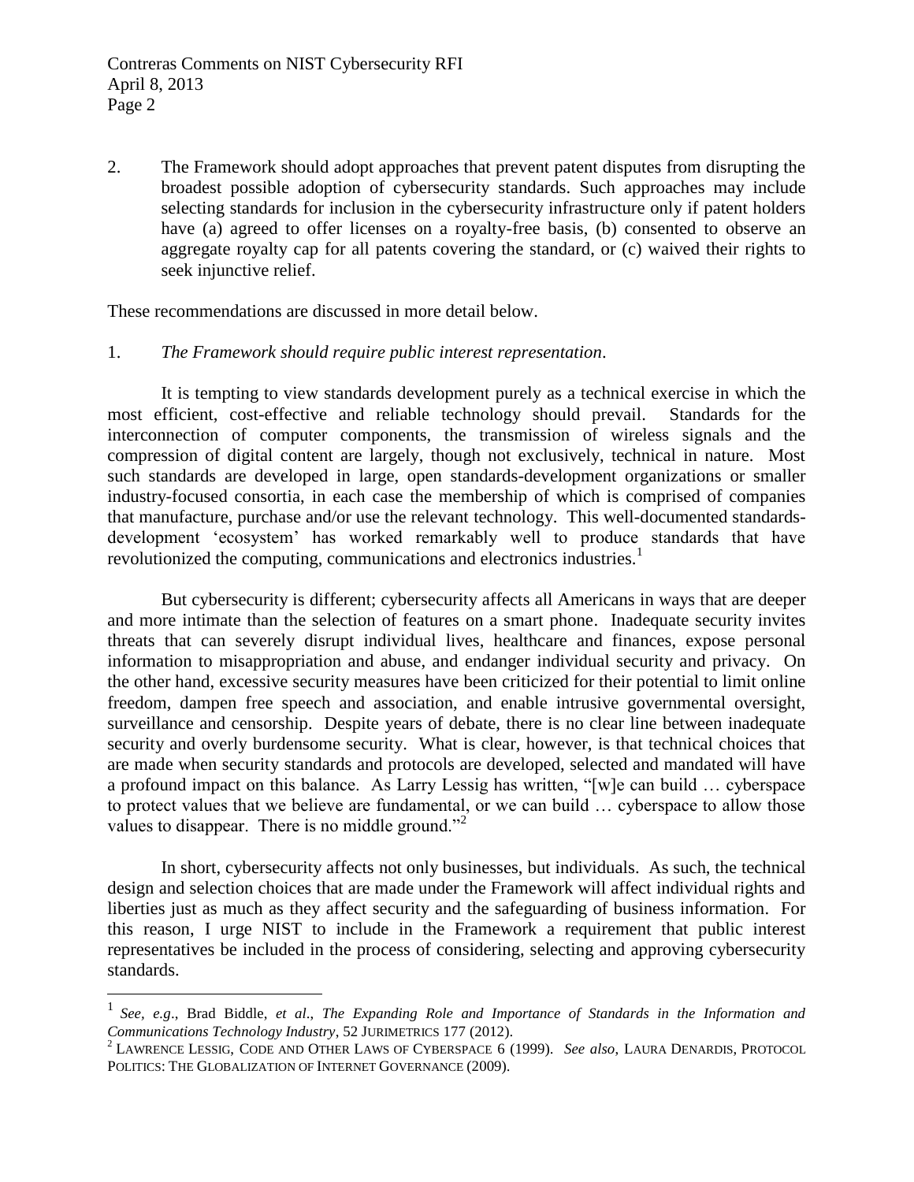2. The Framework should adopt approaches that prevent patent disputes from disrupting the broadest possible adoption of cybersecurity standards. Such approaches may include selecting standards for inclusion in the cybersecurity infrastructure only if patent holders have (a) agreed to offer licenses on a royalty-free basis, (b) consented to observe an aggregate royalty cap for all patents covering the standard, or (c) waived their rights to seek injunctive relief.

These recommendations are discussed in more detail below.

1. *The Framework should require public interest representation*.

It is tempting to view standards development purely as a technical exercise in which the most efficient, cost-effective and reliable technology should prevail. Standards for the interconnection of computer components, the transmission of wireless signals and the compression of digital content are largely, though not exclusively, technical in nature. Most such standards are developed in large, open standards-development organizations or smaller industry-focused consortia, in each case the membership of which is comprised of companies that manufacture, purchase and/or use the relevant technology. This well-documented standards-development 'ecosystem' has worked remarkably well to produce standards that have revolutionized the computing, communications and electronics industries.[1]

But cybersecurity is different; cybersecurity affects all Americans in ways that are deeper and more intimate than the selection of features on a smart phone. Inadequate security invites threats that can severely disrupt individual lives, healthcare and finances, expose personal information to misappropriation and abuse, and endanger individual security and privacy. On the other hand, excessive security measures have been criticized for their potential to limit online freedom, dampen free speech and association, and enable intrusive governmental oversight, surveillance and censorship. Despite years of debate, there is no clear line between inadequate security and overly burdensome security. What is clear, however, is that technical choices that are made when security standards and protocols are developed, selected and mandated will have a profound impact on this balance. As Larry Lessig has written, "[w]e can build … cyberspace to protect values that we believe are fundamental, or we can build … cyberspace to allow those values to disappear. There is no middle ground."[2]

In short, cybersecurity affects not only businesses, but individuals. As such, the technical design and selection choices that are made under the Framework will affect individual rights and liberties just as much as they affect security and the safeguarding of business information. For this reason, I urge NIST to include in the Framework a requirement that public interest representatives be included in the process of considering, selecting and approving cybersecurity standards.

---

[1] *See, e.g*., Brad Biddle, *et al*., *The Expanding Role and Importance of Standards in the Information and Communications Technology Industry*, 52 JURIMETRICS 177 (2012).

[2] LAWRENCE LESSIG, CODE AND OTHER LAWS OF CYBERSPACE 6 (1999). *See also*, LAURA DENARDIS, PROTOCOL POLITICS: THE GLOBALIZATION OF INTERNET GOVERNANCE (2009).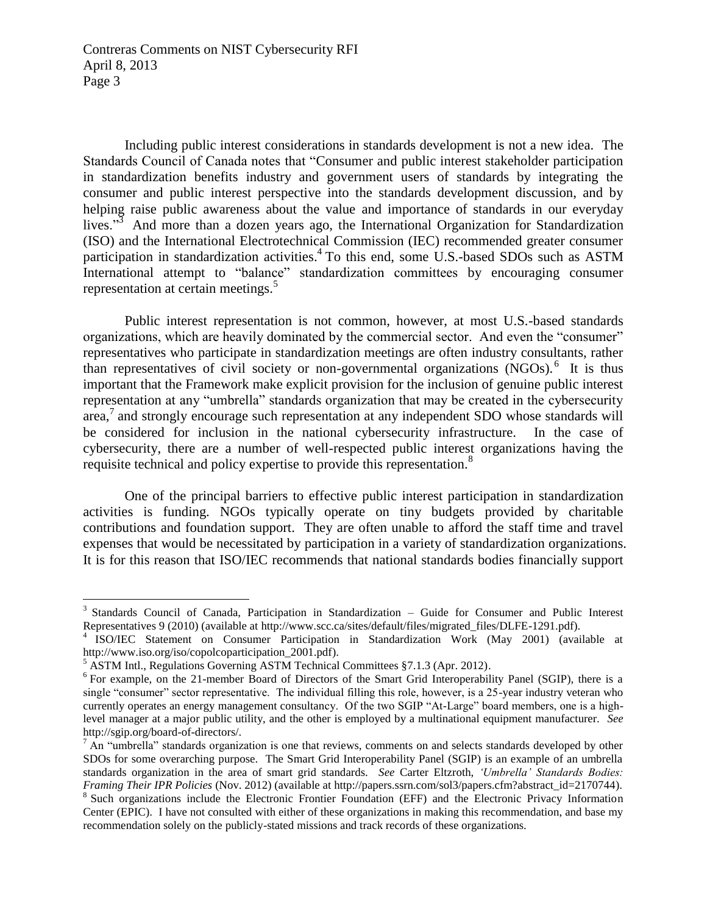Including public interest considerations in standards development is not a new idea. The Standards Council of Canada notes that "Consumer and public interest stakeholder participation in standardization benefits industry and government users of standards by integrating the consumer and public interest perspective into the standards development discussion, and by helping raise public awareness about the value and importance of standards in our everyday lives."[3] And more than a dozen years ago, the International Organization for Standardization (ISO) and the International Electrotechnical Commission (IEC) recommended greater consumer participation in standardization activities.[4] To this end, some U.S.-based SDOs such as ASTM International attempt to "balance" standardization committees by encouraging consumer representation at certain meetings.[5]

Public interest representation is not common, however, at most U.S.-based standards organizations, which are heavily dominated by the commercial sector. And even the "consumer" representatives who participate in standardization meetings are often industry consultants, rather than representatives of civil society or non-governmental organizations (NGOs).[6] It is thus important that the Framework make explicit provision for the inclusion of genuine public interest representation at any "umbrella" standards organization that may be created in the cybersecurity area,[7] and strongly encourage such representation at any independent SDO whose standards will be considered for inclusion in the national cybersecurity infrastructure. In the case of cybersecurity, there are a number of well-respected public interest organizations having the requisite technical and policy expertise to provide this representation.[8]

One of the principal barriers to effective public interest participation in standardization activities is funding. NGOs typically operate on tiny budgets provided by charitable contributions and foundation support. They are often unable to afford the staff time and travel expenses that would be necessitated by participation in a variety of standardization organizations. It is for this reason that ISO/IEC recommends that national standards bodies financially support

---

[3] Standards Council of Canada, Participation in Standardization – Guide for Consumer and Public Interest Representatives 9 (2010) (available at http://www.scc.ca/sites/default/files/migrated_files/DLFE-1291.pdf).

[4] ISO/IEC Statement on Consumer Participation in Standardization Work (May 2001) (available at http://www.iso.org/iso/copolcoparticipation_2001.pdf).

[5] ASTM Intl., Regulations Governing ASTM Technical Committees §7.1.3 (Apr. 2012).

[6] For example, on the 21-member Board of Directors of the Smart Grid Interoperability Panel (SGIP), there is a single "consumer" sector representative. The individual filling this role, however, is a 25-year industry veteran who currently operates an energy management consultancy. Of the two SGIP "At-Large" board members, one is a high-level manager at a major public utility, and the other is employed by a multinational equipment manufacturer. *See* http://sgip.org/board-of-directors/.

[7] An "umbrella" standards organization is one that reviews, comments on and selects standards developed by other SDOs for some overarching purpose. The Smart Grid Interoperability Panel (SGIP) is an example of an umbrella standards organization in the area of smart grid standards. *See* Carter Eltzroth, *'Umbrella' Standards Bodies: Framing Their IPR Policies* (Nov. 2012) (available at http://papers.ssrn.com/sol3/papers.cfm?abstract_id=2170744).

[8] Such organizations include the Electronic Frontier Foundation (EFF) and the Electronic Privacy Information Center (EPIC). I have not consulted with either of these organizations in making this recommendation, and base my recommendation solely on the publicly-stated missions and track records of these organizations.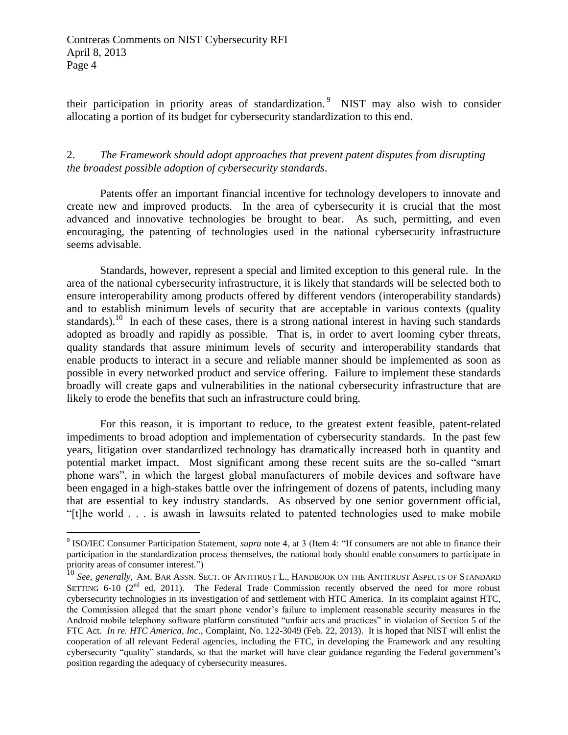their participation in priority areas of standardization.[9] NIST may also wish to consider allocating a portion of its budget for cybersecurity standardization to this end.

2. *The Framework should adopt approaches that prevent patent disputes from disrupting the broadest possible adoption of cybersecurity standards*.

Patents offer an important financial incentive for technology developers to innovate and create new and improved products. In the area of cybersecurity it is crucial that the most advanced and innovative technologies be brought to bear. As such, permitting, and even encouraging, the patenting of technologies used in the national cybersecurity infrastructure seems advisable.

Standards, however, represent a special and limited exception to this general rule. In the area of the national cybersecurity infrastructure, it is likely that standards will be selected both to ensure interoperability among products offered by different vendors (interoperability standards) and to establish minimum levels of security that are acceptable in various contexts (quality standards).[10] In each of these cases, there is a strong national interest in having such standards adopted as broadly and rapidly as possible. That is, in order to avert looming cyber threats, quality standards that assure minimum levels of security and interoperability standards that enable products to interact in a secure and reliable manner should be implemented as soon as possible in every networked product and service offering. Failure to implement these standards broadly will create gaps and vulnerabilities in the national cybersecurity infrastructure that are likely to erode the benefits that such an infrastructure could bring.

For this reason, it is important to reduce, to the greatest extent feasible, patent-related impediments to broad adoption and implementation of cybersecurity standards. In the past few years, litigation over standardized technology has dramatically increased both in quantity and potential market impact. Most significant among these recent suits are the so-called "smart phone wars", in which the largest global manufacturers of mobile devices and software have been engaged in a high-stakes battle over the infringement of dozens of patents, including many that are essential to key industry standards. As observed by one senior government official, "[t]he world . . . is awash in lawsuits related to patented technologies used to make mobile

---

[9] ISO/IEC Consumer Participation Statement, *supra* note 4, at 3 (Item 4: "If consumers are not able to finance their participation in the standardization process themselves, the national body should enable consumers to participate in priority areas of consumer interest.")

[10] *See, generally,* AM. BAR ASSN. SECT. OF ANTITRUST L., HANDBOOK ON THE ANTITRUST ASPECTS OF STANDARD SETTING 6-10 (2nd ed. 2011). The Federal Trade Commission recently observed the need for more robust cybersecurity technologies in its investigation of and settlement with HTC America. In its complaint against HTC, the Commission alleged that the smart phone vendor's failure to implement reasonable security measures in the Android mobile telephony software platform constituted "unfair acts and practices" in violation of Section 5 of the FTC Act. *In re. HTC America, Inc*., Complaint, No. 122-3049 (Feb. 22, 2013). It is hoped that NIST will enlist the cooperation of all relevant Federal agencies, including the FTC, in developing the Framework and any resulting cybersecurity "quality" standards, so that the market will have clear guidance regarding the Federal government's position regarding the adequacy of cybersecurity measures.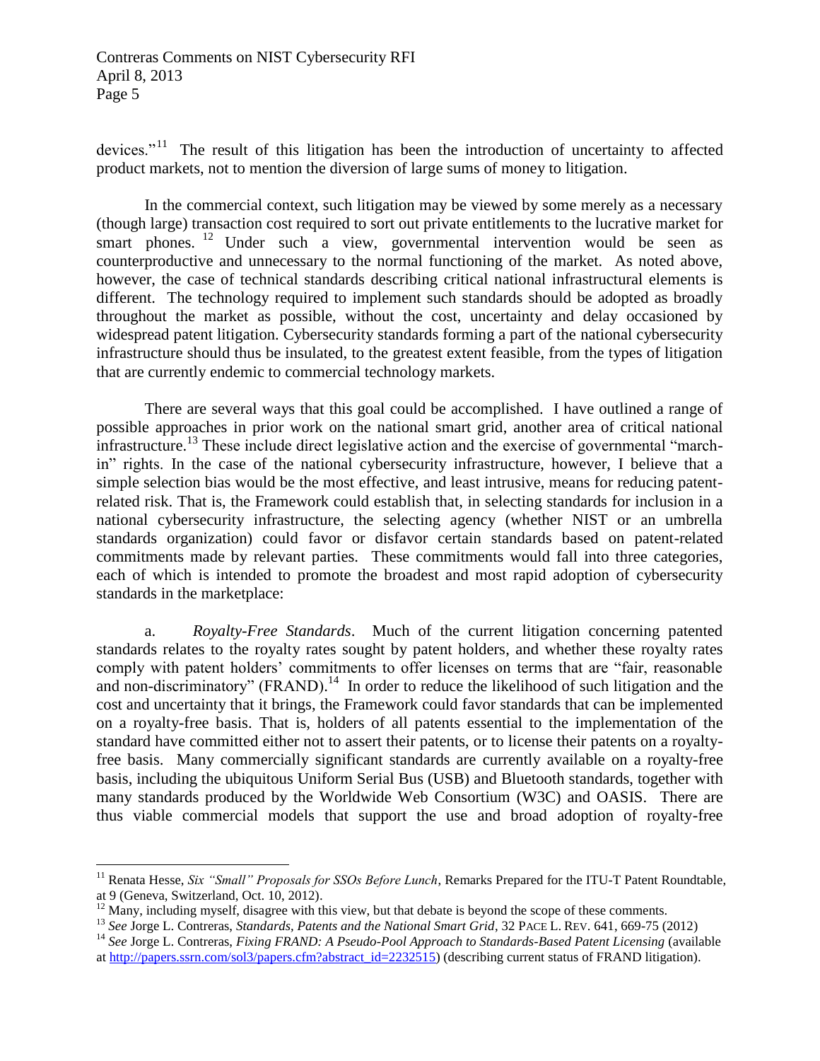devices."[11] The result of this litigation has been the introduction of uncertainty to affected product markets, not to mention the diversion of large sums of money to litigation.

In the commercial context, such litigation may be viewed by some merely as a necessary (though large) transaction cost required to sort out private entitlements to the lucrative market for smart phones.[12] Under such a view, governmental intervention would be seen as counterproductive and unnecessary to the normal functioning of the market. As noted above, however, the case of technical standards describing critical national infrastructural elements is different. The technology required to implement such standards should be adopted as broadly throughout the market as possible, without the cost, uncertainty and delay occasioned by widespread patent litigation. Cybersecurity standards forming a part of the national cybersecurity infrastructure should thus be insulated, to the greatest extent feasible, from the types of litigation that are currently endemic to commercial technology markets.

There are several ways that this goal could be accomplished. I have outlined a range of possible approaches in prior work on the national smart grid, another area of critical national infrastructure.[13] These include direct legislative action and the exercise of governmental "march-in" rights. In the case of the national cybersecurity infrastructure, however, I believe that a simple selection bias would be the most effective, and least intrusive, means for reducing patent-related risk. That is, the Framework could establish that, in selecting standards for inclusion in a national cybersecurity infrastructure, the selecting agency (whether NIST or an umbrella standards organization) could favor or disfavor certain standards based on patent-related commitments made by relevant parties. These commitments would fall into three categories, each of which is intended to promote the broadest and most rapid adoption of cybersecurity standards in the marketplace:

a. *Royalty-Free Standards*. Much of the current litigation concerning patented standards relates to the royalty rates sought by patent holders, and whether these royalty rates comply with patent holders' commitments to offer licenses on terms that are "fair, reasonable and non-discriminatory" (FRAND).[14] In order to reduce the likelihood of such litigation and the cost and uncertainty that it brings, the Framework could favor standards that can be implemented on a royalty-free basis. That is, holders of all patents essential to the implementation of the standard have committed either not to assert their patents, or to license their patents on a royalty-free basis. Many commercially significant standards are currently available on a royalty-free basis, including the ubiquitous Uniform Serial Bus (USB) and Bluetooth standards, together with many standards produced by the Worldwide Web Consortium (W3C) and OASIS. There are thus viable commercial models that support the use and broad adoption of royalty-free

---

[11] Renata Hesse, *Six "Small" Proposals for SSOs Before Lunch*, Remarks Prepared for the ITU-T Patent Roundtable, at 9 (Geneva, Switzerland, Oct. 10, 2012).

[12] Many, including myself, disagree with this view, but that debate is beyond the scope of these comments.

[13] *See* Jorge L. Contreras, *Standards, Patents and the National Smart Grid*, 32 PACE L. REV. 641, 669-75 (2012)

[14] *See* Jorge L. Contreras, *Fixing FRAND: A Pseudo-Pool Approach to Standards-Based Patent Licensing* (available at http://papers.ssrn.com/sol3/papers.cfm?abstract_id=2232515) (describing current status of FRAND litigation).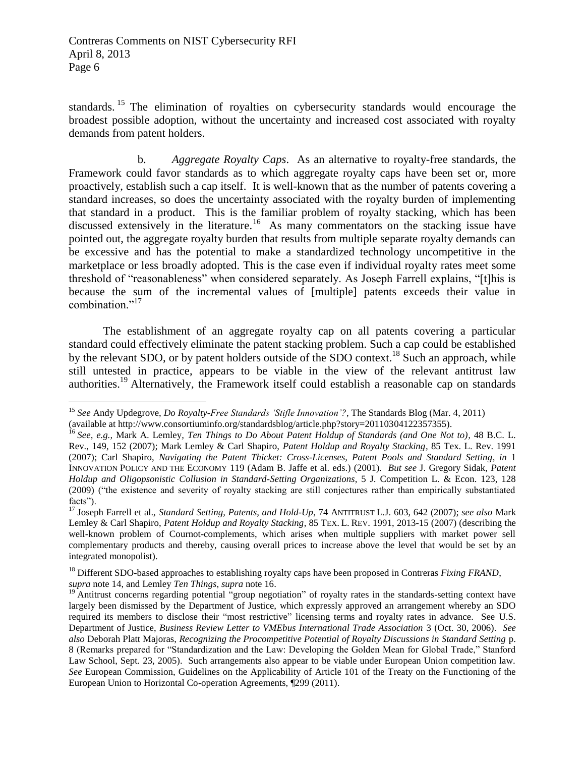standards.[15] The elimination of royalties on cybersecurity standards would encourage the broadest possible adoption, without the uncertainty and increased cost associated with royalty demands from patent holders.

b. *Aggregate Royalty Caps*. As an alternative to royalty-free standards, the Framework could favor standards as to which aggregate royalty caps have been set or, more proactively, establish such a cap itself. It is well-known that as the number of patents covering a standard increases, so does the uncertainty associated with the royalty burden of implementing that standard in a product. This is the familiar problem of royalty stacking, which has been discussed extensively in the literature.[16] As many commentators on the stacking issue have pointed out, the aggregate royalty burden that results from multiple separate royalty demands can be excessive and has the potential to make a standardized technology uncompetitive in the marketplace or less broadly adopted. This is the case even if individual royalty rates meet some threshold of "reasonableness" when considered separately. As Joseph Farrell explains, "[t]his is because the sum of the incremental values of [multiple] patents exceeds their value in combination."[17]

The establishment of an aggregate royalty cap on all patents covering a particular standard could effectively eliminate the patent stacking problem. Such a cap could be established by the relevant SDO, or by patent holders outside of the SDO context.[18] Such an approach, while still untested in practice, appears to be viable in the view of the relevant antitrust law authorities.[19] Alternatively, the Framework itself could establish a reasonable cap on standards

---

[15] *See* Andy Updegrove, *Do Royalty-Free Standards 'Stifle Innovation'?*, The Standards Blog (Mar. 4, 2011) (available at http://www.consortiuminfo.org/standardsblog/article.php?story=20110304122357355).

[16] *See, e.g.*, Mark A. Lemley, *Ten Things to Do About Patent Holdup of Standards (and One Not to)*, 48 B.C. L. Rev., 149, 152 (2007); Mark Lemley & Carl Shapiro, *Patent Holdup and Royalty Stacking*, 85 Tex. L. Rev. 1991 (2007); Carl Shapiro, *Navigating the Patent Thicket: Cross-Licenses, Patent Pools and Standard Setting*, *in* 1 INNOVATION POLICY AND THE ECONOMY 119 (Adam B. Jaffe et al. eds.) (2001). *But see* J. Gregory Sidak, *Patent Holdup and Oligopsonistic Collusion in Standard-Setting Organizations*, 5 J. Competition L. & Econ. 123, 128 (2009) ("the existence and severity of royalty stacking are still conjectures rather than empirically substantiated facts").

[17] Joseph Farrell et al., *Standard Setting, Patents, and Hold-Up*, 74 ANTITRUST L.J. 603, 642 (2007); *see also* Mark Lemley & Carl Shapiro, *Patent Holdup and Royalty Stacking*, 85 TEX. L. REV. 1991, 2013-15 (2007) (describing the well-known problem of Cournot-complements, which arises when multiple suppliers with market power sell complementary products and thereby, causing overall prices to increase above the level that would be set by an integrated monopolist).

[18] Different SDO-based approaches to establishing royalty caps have been proposed in Contreras *Fixing FRAND*, *supra* note 14, and Lemley *Ten Things*, *supra* note 16.

[19] Antitrust concerns regarding potential "group negotiation" of royalty rates in the standards-setting context have largely been dismissed by the Department of Justice, which expressly approved an arrangement whereby an SDO required its members to disclose their "most restrictive" licensing terms and royalty rates in advance. See U.S. Department of Justice, *Business Review Letter to VMEbus International Trade Association* 3 (Oct. 30, 2006). *See also* Deborah Platt Majoras, *Recognizing the Procompetitive Potential of Royalty Discussions in Standard Setting* p. 8 (Remarks prepared for "Standardization and the Law: Developing the Golden Mean for Global Trade," Stanford Law School, Sept. 23, 2005). Such arrangements also appear to be viable under European Union competition law. *See* European Commission, Guidelines on the Applicability of Article 101 of the Treaty on the Functioning of the European Union to Horizontal Co-operation Agreements, ¶299 (2011).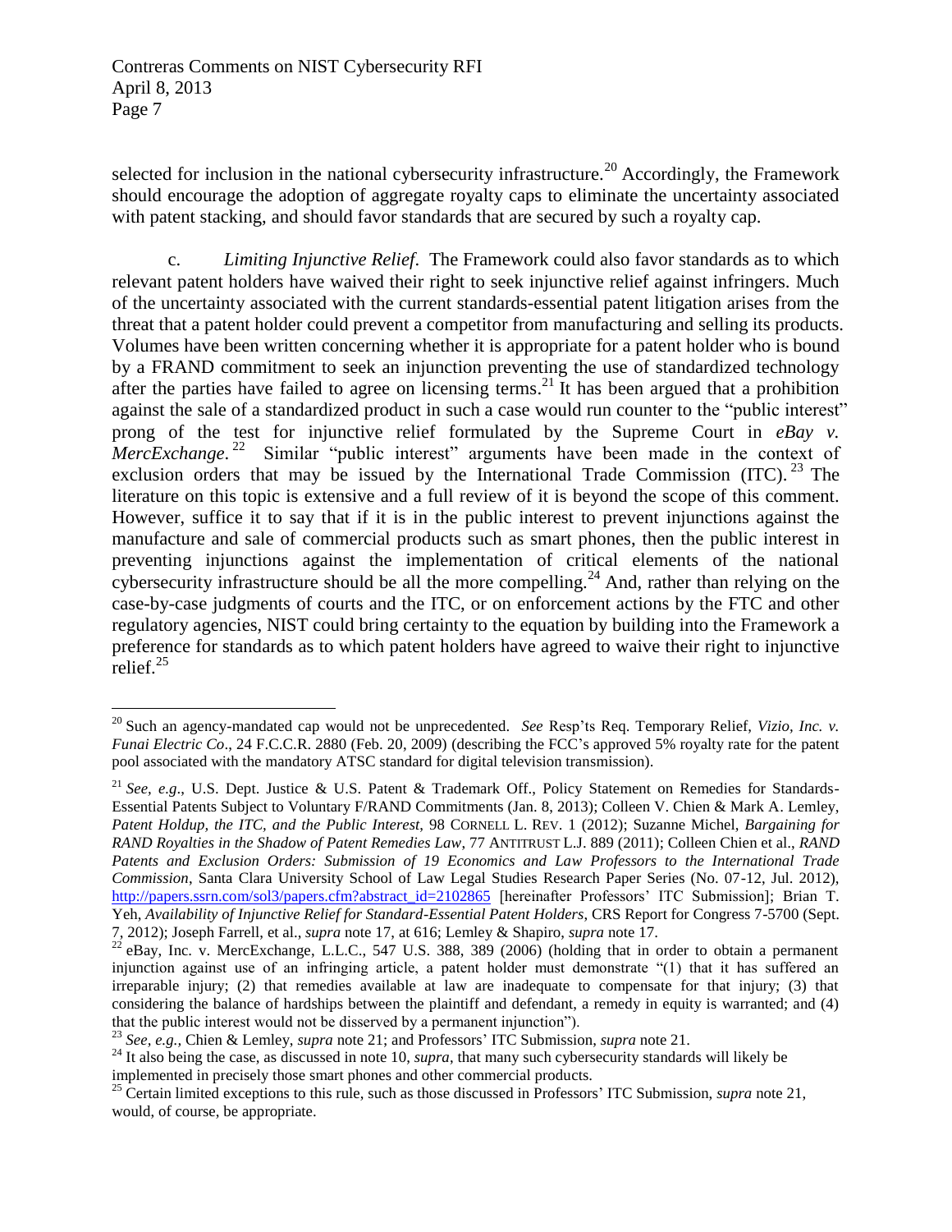selected for inclusion in the national cybersecurity infrastructure.[20] Accordingly, the Framework should encourage the adoption of aggregate royalty caps to eliminate the uncertainty associated with patent stacking, and should favor standards that are secured by such a royalty cap.

c. *Limiting Injunctive Relief*. The Framework could also favor standards as to which relevant patent holders have waived their right to seek injunctive relief against infringers. Much of the uncertainty associated with the current standards-essential patent litigation arises from the threat that a patent holder could prevent a competitor from manufacturing and selling its products. Volumes have been written concerning whether it is appropriate for a patent holder who is bound by a FRAND commitment to seek an injunction preventing the use of standardized technology after the parties have failed to agree on licensing terms.[21] It has been argued that a prohibition against the sale of a standardized product in such a case would run counter to the "public interest" prong of the test for injunctive relief formulated by the Supreme Court in *eBay v. MercExchange*.[22] Similar "public interest" arguments have been made in the context of exclusion orders that may be issued by the International Trade Commission (ITC).[23] The literature on this topic is extensive and a full review of it is beyond the scope of this comment. However, suffice it to say that if it is in the public interest to prevent injunctions against the manufacture and sale of commercial products such as smart phones, then the public interest in preventing injunctions against the implementation of critical elements of the national cybersecurity infrastructure should be all the more compelling.[24] And, rather than relying on the case-by-case judgments of courts and the ITC, or on enforcement actions by the FTC and other regulatory agencies, NIST could bring certainty to the equation by building into the Framework a preference for standards as to which patent holders have agreed to waive their right to injunctive relief.[25]

---

[20] Such an agency-mandated cap would not be unprecedented. *See* Resp'ts Req. Temporary Relief, *Vizio, Inc. v. Funai Electric Co*., 24 F.C.C.R. 2880 (Feb. 20, 2009) (describing the FCC's approved 5% royalty rate for the patent pool associated with the mandatory ATSC standard for digital television transmission).

[21] *See, e.g*., U.S. Dept. Justice & U.S. Patent & Trademark Off., Policy Statement on Remedies for Standards-Essential Patents Subject to Voluntary F/RAND Commitments (Jan. 8, 2013); Colleen V. Chien & Mark A. Lemley, *Patent Holdup, the ITC, and the Public Interest*, 98 CORNELL L. REV. 1 (2012); Suzanne Michel, *Bargaining for RAND Royalties in the Shadow of Patent Remedies Law*, 77 ANTITRUST L.J. 889 (2011); Colleen Chien et al., *RAND Patents and Exclusion Orders: Submission of 19 Economics and Law Professors to the International Trade Commission*, Santa Clara University School of Law Legal Studies Research Paper Series (No. 07-12, Jul. 2012), http://papers.ssrn.com/sol3/papers.cfm?abstract_id=2102865 [hereinafter Professors' ITC Submission]; Brian T. Yeh, *Availability of Injunctive Relief for Standard-Essential Patent Holders*, CRS Report for Congress 7-5700 (Sept. 7, 2012); Joseph Farrell, et al., *supra* note 17, at 616; Lemley & Shapiro, *supra* note 17.

[22] eBay, Inc. v. MercExchange, L.L.C., 547 U.S. 388, 389 (2006) (holding that in order to obtain a permanent injunction against use of an infringing article, a patent holder must demonstrate "(1) that it has suffered an irreparable injury; (2) that remedies available at law are inadequate to compensate for that injury; (3) that considering the balance of hardships between the plaintiff and defendant, a remedy in equity is warranted; and (4) that the public interest would not be disserved by a permanent injunction").

[23] *See, e.g.,* Chien & Lemley, *supra* note 21; and Professors' ITC Submission, *supra* note 21.

[24] It also being the case, as discussed in note 10, *supra*, that many such cybersecurity standards will likely be implemented in precisely those smart phones and other commercial products.

[25] Certain limited exceptions to this rule, such as those discussed in Professors' ITC Submission, *supra* note 21, would, of course, be appropriate.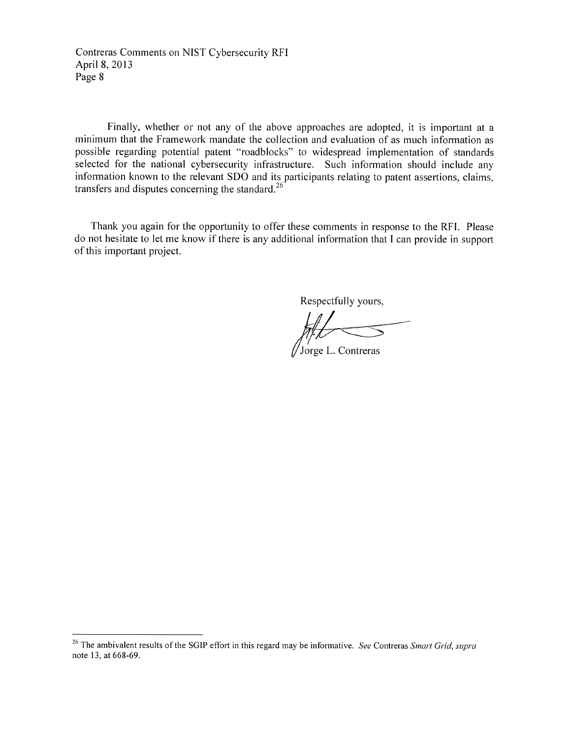Finally, whether or not any of the above approaches are adopted, it is important at a minimum that the Framework mandate the collection and evaluation of as much information as possible regarding potential patent "roadblocks" to widespread implementation of standards selected for the national cybersecurity infrastructure. Such information should include any information known to the relevant SDO and its participants relating to patent assertions, claims, transfers and disputes concerning the standard.[26]

Thank you again for the opportunity to offer these comments in response to the RFI. Please do not hesitate to let me know if there is any additional information that I can provide in support of this important project.

Respectfully yours,

Jorge L. Contreras

---

[26] The ambivalent results of the SGIP effort in this regard may be informative. *See* Contreras *Smart Grid*, *supra* note 13, at 668-69.